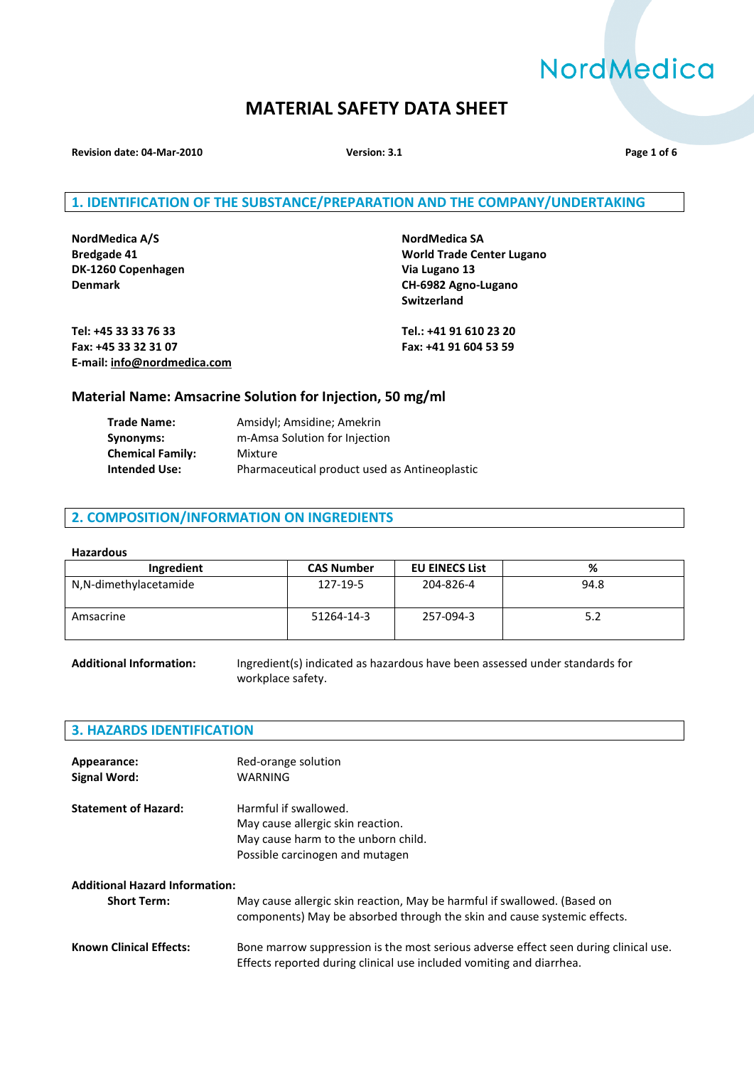NordMedica

# MATERIAL SAFETY DATA SHEET

**Revision date: 04-Mar-2010** **Version: 3.1**

## 1. IDENTIFICATION OF THE SUBSTANCE/PREPARATION AND THE COMPANY/UNDERTAKING

**NordMedica A/S**
**Bredgade 41**
**DK-1260 Copenhagen**
**Denmark**

**Tel: +45 33 33 76 33**
**Fax: +45 33 32 31 07**
**E-mail: info@nordmedica.com**

**NordMedica SA**
**World Trade Center Lugano**
**Via Lugano 13**
**CH-6982 Agno-Lugano**
**Switzerland**

**Tel.: +41 91 610 23 20**
**Fax: +41 91 604 53 59**

### Material Name: Amsacrine Solution for Injection, 50 mg/ml

**Trade Name:** Amsidyl; Amsidine; Amekrin
**Synonyms:** m-Amsa Solution for Injection
**Chemical Family:** Mixture
**Intended Use:** Pharmaceutical product used as Antineoplastic

## 2. COMPOSITION/INFORMATION ON INGREDIENTS

**Hazardous**

| Ingredient | CAS Number | EU EINECS List | % |
|---|---|---|---|
| N,N-dimethylacetamide | 127-19-5 | 204-826-4 | 94.8 |
| Amsacrine | 51264-14-3 | 257-094-3 | 5.2 |

**Additional Information:** Ingredient(s) indicated as hazardous have been assessed under standards for workplace safety.

## 3. HAZARDS IDENTIFICATION

**Appearance:** Red-orange solution
**Signal Word:** WARNING

**Statement of Hazard:** Harmful if swallowed.
May cause allergic skin reaction.
May cause harm to the unborn child.
Possible carcinogen and mutagen

**Additional Hazard Information:**

**Short Term:** May cause allergic skin reaction, May be harmful if swallowed. (Based on components) May be absorbed through the skin and cause systemic effects.

**Known Clinical Effects:** Bone marrow suppression is the most serious adverse effect seen during clinical use. Effects reported during clinical use included vomiting and diarrhea.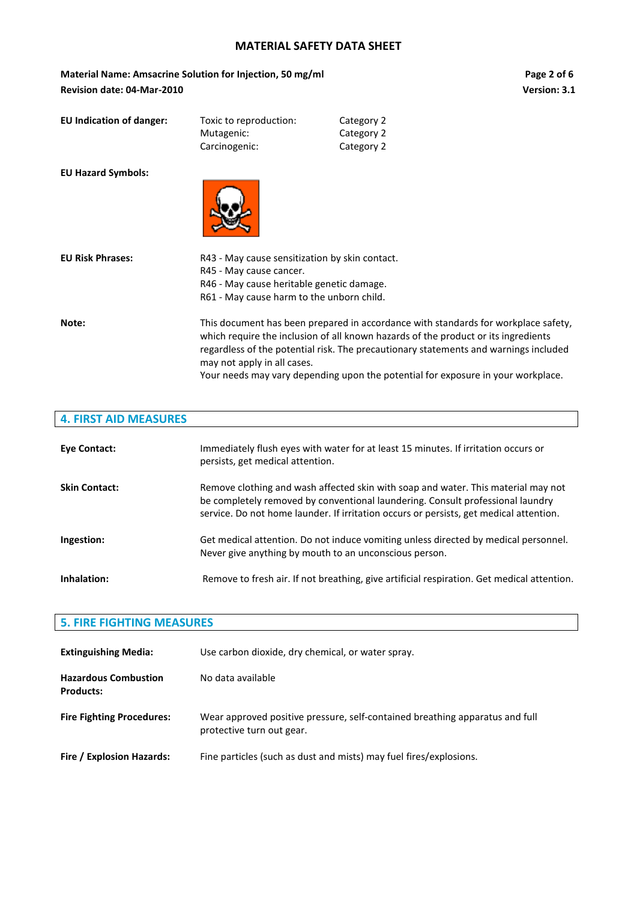**EU Indication of danger:**

| | |
|---|---|
| Toxic to reproduction: | Category 2 |
| Mutagenic: | Category 2 |
| Carcinogenic: | Category 2 |

**EU Hazard Symbols:**

**EU Risk Phrases:**

R43 - May cause sensitization by skin contact.
R45 - May cause cancer.
R46 - May cause heritable genetic damage.
R61 - May cause harm to the unborn child.

**Note:**

This document has been prepared in accordance with standards for workplace safety, which require the inclusion of all known hazards of the product or its ingredients regardless of the potential risk. The precautionary statements and warnings included may not apply in all cases.
Your needs may vary depending upon the potential for exposure in your workplace.

## 4. FIRST AID MEASURES

**Eye Contact:** Immediately flush eyes with water for at least 15 minutes. If irritation occurs or persists, get medical attention.

**Skin Contact:** Remove clothing and wash affected skin with soap and water. This material may not be completely removed by conventional laundering. Consult professional laundry service. Do not home launder. If irritation occurs or persists, get medical attention.

**Ingestion:** Get medical attention. Do not induce vomiting unless directed by medical personnel. Never give anything by mouth to an unconscious person.

**Inhalation:** Remove to fresh air. If not breathing, give artificial respiration. Get medical attention.

## 5. FIRE FIGHTING MEASURES

**Extinguishing Media:** Use carbon dioxide, dry chemical, or water spray.

**Hazardous Combustion Products:** No data available

**Fire Fighting Procedures:** Wear approved positive pressure, self-contained breathing apparatus and full protective turn out gear.

**Fire / Explosion Hazards:** Fine particles (such as dust and mists) may fuel fires/explosions.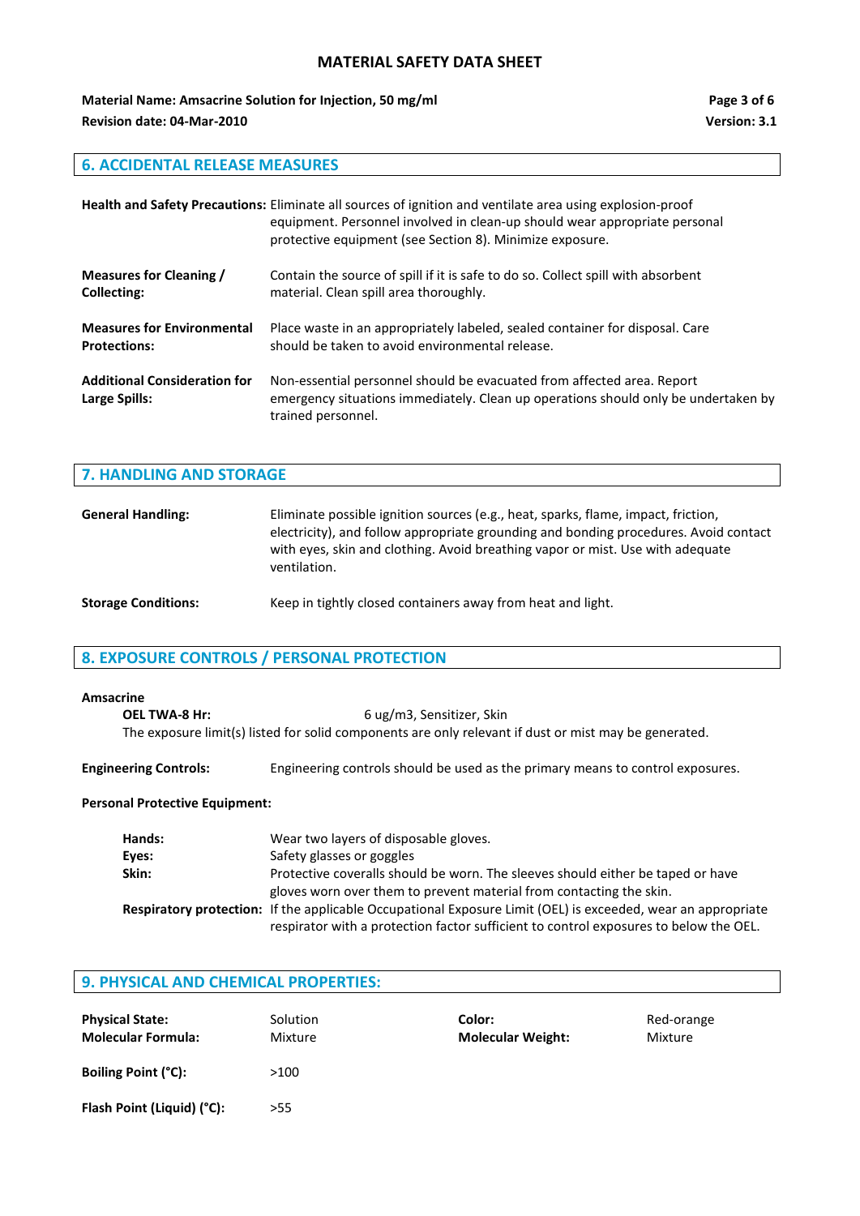## 6. ACCIDENTAL RELEASE MEASURES

**Health and Safety Precautions:** Eliminate all sources of ignition and ventilate area using explosion-proof equipment. Personnel involved in clean-up should wear appropriate personal protective equipment (see Section 8). Minimize exposure.

**Measures for Cleaning / Collecting:** Contain the source of spill if it is safe to do so. Collect spill with absorbent material. Clean spill area thoroughly.

**Measures for Environmental Protections:** Place waste in an appropriately labeled, sealed container for disposal. Care should be taken to avoid environmental release.

**Additional Consideration for Large Spills:** Non-essential personnel should be evacuated from affected area. Report emergency situations immediately. Clean up operations should only be undertaken by trained personnel.

## 7. HANDLING AND STORAGE

**General Handling:** Eliminate possible ignition sources (e.g., heat, sparks, flame, impact, friction, electricity), and follow appropriate grounding and bonding procedures. Avoid contact with eyes, skin and clothing. Avoid breathing vapor or mist. Use with adequate ventilation.

**Storage Conditions:** Keep in tightly closed containers away from heat and light.

## 8. EXPOSURE CONTROLS / PERSONAL PROTECTION

**Amsacrine**

**OEL TWA-8 Hr:** 6 ug/m3, Sensitizer, Skin

The exposure limit(s) listed for solid components are only relevant if dust or mist may be generated.

**Engineering Controls:** Engineering controls should be used as the primary means to control exposures.

**Personal Protective Equipment:**

**Hands:** Wear two layers of disposable gloves.

**Eyes:** Safety glasses or goggles

**Skin:** Protective coveralls should be worn. The sleeves should either be taped or have gloves worn over them to prevent material from contacting the skin.

**Respiratory protection:** If the applicable Occupational Exposure Limit (OEL) is exceeded, wear an appropriate respirator with a protection factor sufficient to control exposures to below the OEL.

## 9. PHYSICAL AND CHEMICAL PROPERTIES:

| | | | |
|---|---|---|---|
| **Physical State:** | Solution | **Color:** | Red-orange |
| **Molecular Formula:** | Mixture | **Molecular Weight:** | Mixture |
| **Boiling Point (°C):** | >100 | | |
| **Flash Point (Liquid) (°C):** | >55 | | |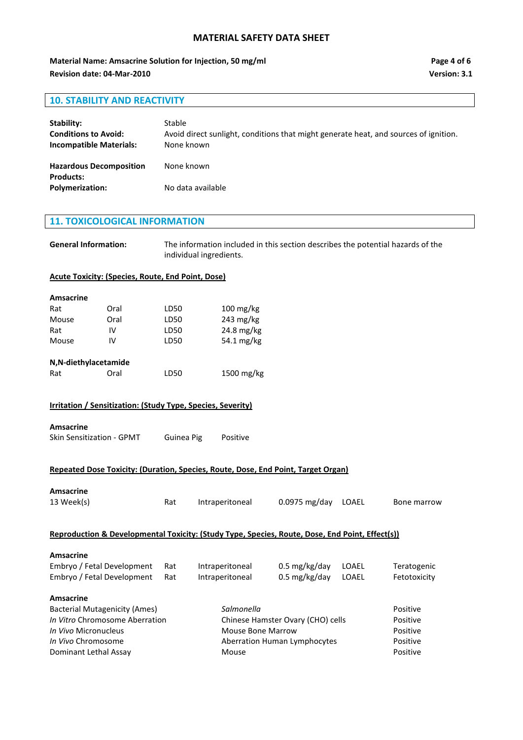## 10. STABILITY AND REACTIVITY

**Stability:** Stable

**Conditions to Avoid:** Avoid direct sunlight, conditions that might generate heat, and sources of ignition.

**Incompatible Materials:** None known

**Hazardous Decomposition Products:** None known

**Polymerization:** No data available

## 11. TOXICOLOGICAL INFORMATION

**General Information:** The information included in this section describes the potential hazards of the individual ingredients.

**Acute Toxicity: (Species, Route, End Point, Dose)**

**Amsacrine**

| | | | |
|---|---|---|---|
| Rat | Oral | LD50 | 100 mg/kg |
| Mouse | Oral | LD50 | 243 mg/kg |
| Rat | IV | LD50 | 24.8 mg/kg |
| Mouse | IV | LD50 | 54.1 mg/kg |

**N,N-diethylacetamide**

| | | | |
|---|---|---|---|
| Rat | Oral | LD50 | 1500 mg/kg |

**Irritation / Sensitization: (Study Type, Species, Severity)**

**Amsacrine**

| | | |
|---|---|---|
| Skin Sensitization - GPMT | Guinea Pig | Positive |

**Repeated Dose Toxicity: (Duration, Species, Route, Dose, End Point, Target Organ)**

**Amsacrine**

| | | | | | |
|---|---|---|---|---|---|
| 13 Week(s) | Rat | Intraperitoneal | 0.0975 mg/day | LOAEL | Bone marrow |

**Reproduction & Developmental Toxicity: (Study Type, Species, Route, Dose, End Point, Effect(s))**

**Amsacrine**

| | | | | | |
|---|---|---|---|---|---|
| Embryo / Fetal Development | Rat | Intraperitoneal | 0.5 mg/kg/day | LOAEL | Teratogenic |
| Embryo / Fetal Development | Rat | Intraperitoneal | 0.5 mg/kg/day | LOAEL | Fetotoxicity |

**Amsacrine**

| | | |
|---|---|---|
| Bacterial Mutagenicity (Ames) | *Salmonella* | Positive |
| *In Vitro* Chromosome Aberration | Chinese Hamster Ovary (CHO) cells | Positive |
| *In Vivo* Micronucleus | Mouse Bone Marrow | Positive |
| *In Vivo* Chromosome | Aberration Human Lymphocytes | Positive |
| Dominant Lethal Assay | Mouse | Positive |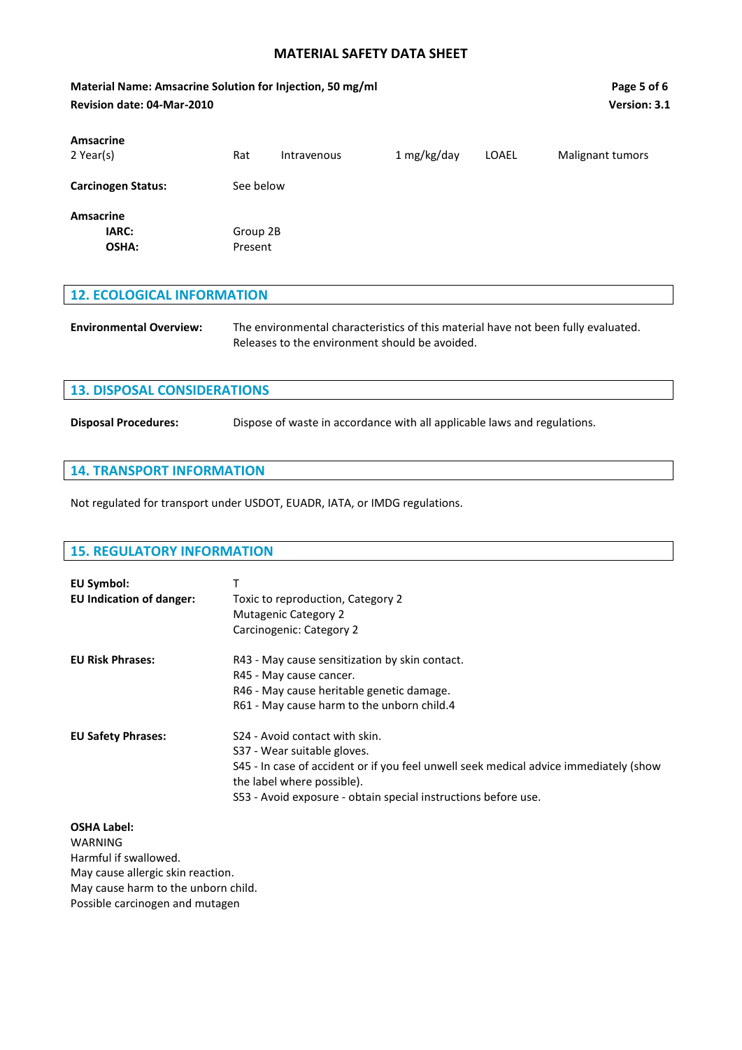| Amsacrine | | | | | |
|---|---|---|---|---|---|
| 2 Year(s) | Rat | Intravenous | 1 mg/kg/day | LOAEL | Malignant tumors |

**Carcinogen Status:** See below

**Amsacrine**

| | |
|---|---|
| **IARC:** | Group 2B |
| **OSHA:** | Present |

## 12. ECOLOGICAL INFORMATION

**Environmental Overview:** The environmental characteristics of this material have not been fully evaluated. Releases to the environment should be avoided.

## 13. DISPOSAL CONSIDERATIONS

**Disposal Procedures:** Dispose of waste in accordance with all applicable laws and regulations.

## 14. TRANSPORT INFORMATION

Not regulated for transport under USDOT, EUADR, IATA, or IMDG regulations.

## 15. REGULATORY INFORMATION

**EU Symbol:** T

**EU Indication of danger:**
Toxic to reproduction, Category 2
Mutagenic Category 2
Carcinogenic: Category 2

**EU Risk Phrases:**
R43 - May cause sensitization by skin contact.
R45 - May cause cancer.
R46 - May cause heritable genetic damage.
R61 - May cause harm to the unborn child.4

**EU Safety Phrases:**
S24 - Avoid contact with skin.
S37 - Wear suitable gloves.
S45 - In case of accident or if you feel unwell seek medical advice immediately (show the label where possible).
S53 - Avoid exposure - obtain special instructions before use.

**OSHA Label:**
WARNING
Harmful if swallowed.
May cause allergic skin reaction.
May cause harm to the unborn child.
Possible carcinogen and mutagen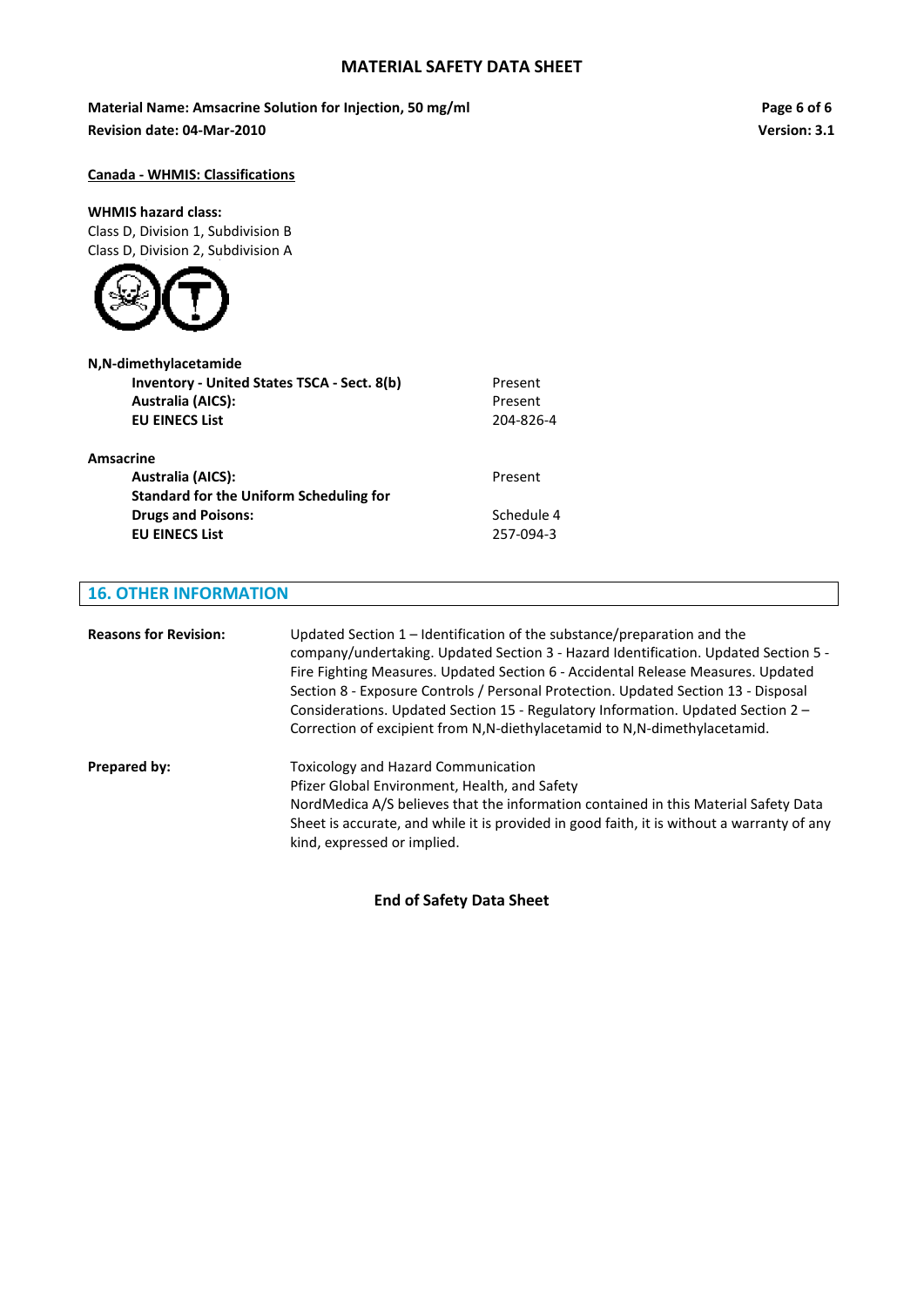**Canada - WHMIS: Classifications**

**WHMIS hazard class:**
Class D, Division 1, Subdivision B
Class D, Division 2, Subdivision A

| | |
|---|---|
| **N,N-dimethylacetamide** | |
| **Inventory - United States TSCA - Sect. 8(b)** | Present |
| **Australia (AICS):** | Present |
| **EU EINECS List** | 204-826-4 |
| **Amsacrine** | |
| **Australia (AICS):** | Present |
| **Standard for the Uniform Scheduling for Drugs and Poisons:** | Schedule 4 |
| **EU EINECS List** | 257-094-3 |

## 16. OTHER INFORMATION

**Reasons for Revision:** Updated Section 1 – Identification of the substance/preparation and the company/undertaking. Updated Section 3 - Hazard Identification. Updated Section 5 - Fire Fighting Measures. Updated Section 6 - Accidental Release Measures. Updated Section 8 - Exposure Controls / Personal Protection. Updated Section 13 - Disposal Considerations. Updated Section 15 - Regulatory Information. Updated Section 2 – Correction of excipient from N,N-diethylacetamid to N,N-dimethylacetamid.

**Prepared by:** Toxicology and Hazard Communication
Pfizer Global Environment, Health, and Safety
NordMedica A/S believes that the information contained in this Material Safety Data Sheet is accurate, and while it is provided in good faith, it is without a warranty of any kind, expressed or implied.

**End of Safety Data Sheet**